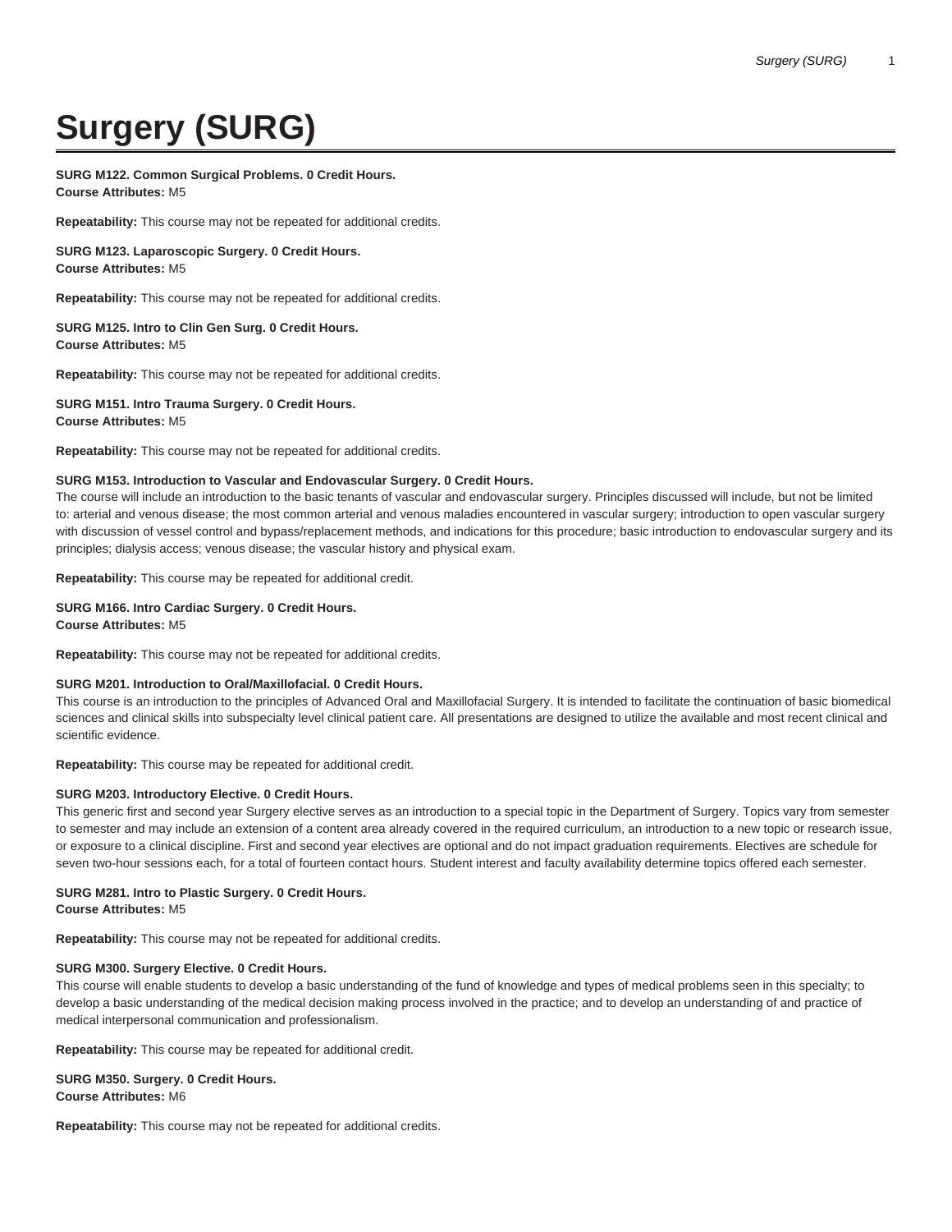# Surgery (SURG)

**SURG M122. Common Surgical Problems. 0 Credit Hours.**
**Course Attributes:** M5

**Repeatability:** This course may not be repeated for additional credits.

**SURG M123. Laparoscopic Surgery. 0 Credit Hours.**
**Course Attributes:** M5

**Repeatability:** This course may not be repeated for additional credits.

**SURG M125. Intro to Clin Gen Surg. 0 Credit Hours.**
**Course Attributes:** M5

**Repeatability:** This course may not be repeated for additional credits.

**SURG M151. Intro Trauma Surgery. 0 Credit Hours.**
**Course Attributes:** M5

**Repeatability:** This course may not be repeated for additional credits.

**SURG M153. Introduction to Vascular and Endovascular Surgery. 0 Credit Hours.**
The course will include an introduction to the basic tenants of vascular and endovascular surgery. Principles discussed will include, but not be limited to: arterial and venous disease; the most common arterial and venous maladies encountered in vascular surgery; introduction to open vascular surgery with discussion of vessel control and bypass/replacement methods, and indications for this procedure; basic introduction to endovascular surgery and its principles; dialysis access; venous disease; the vascular history and physical exam.

**Repeatability:** This course may be repeated for additional credit.

**SURG M166. Intro Cardiac Surgery. 0 Credit Hours.**
**Course Attributes:** M5

**Repeatability:** This course may not be repeated for additional credits.

**SURG M201. Introduction to Oral/Maxillofacial. 0 Credit Hours.**
This course is an introduction to the principles of Advanced Oral and Maxillofacial Surgery. It is intended to facilitate the continuation of basic biomedical sciences and clinical skills into subspecialty level clinical patient care. All presentations are designed to utilize the available and most recent clinical and scientific evidence.

**Repeatability:** This course may be repeated for additional credit.

**SURG M203. Introductory Elective. 0 Credit Hours.**
This generic first and second year Surgery elective serves as an introduction to a special topic in the Department of Surgery. Topics vary from semester to semester and may include an extension of a content area already covered in the required curriculum, an introduction to a new topic or research issue, or exposure to a clinical discipline. First and second year electives are optional and do not impact graduation requirements. Electives are schedule for seven two-hour sessions each, for a total of fourteen contact hours. Student interest and faculty availability determine topics offered each semester.

**SURG M281. Intro to Plastic Surgery. 0 Credit Hours.**
**Course Attributes:** M5

**Repeatability:** This course may not be repeated for additional credits.

**SURG M300. Surgery Elective. 0 Credit Hours.**
This course will enable students to develop a basic understanding of the fund of knowledge and types of medical problems seen in this specialty; to develop a basic understanding of the medical decision making process involved in the practice; and to develop an understanding of and practice of medical interpersonal communication and professionalism.

**Repeatability:** This course may be repeated for additional credit.

**SURG M350. Surgery. 0 Credit Hours.**
**Course Attributes:** M6

**Repeatability:** This course may not be repeated for additional credits.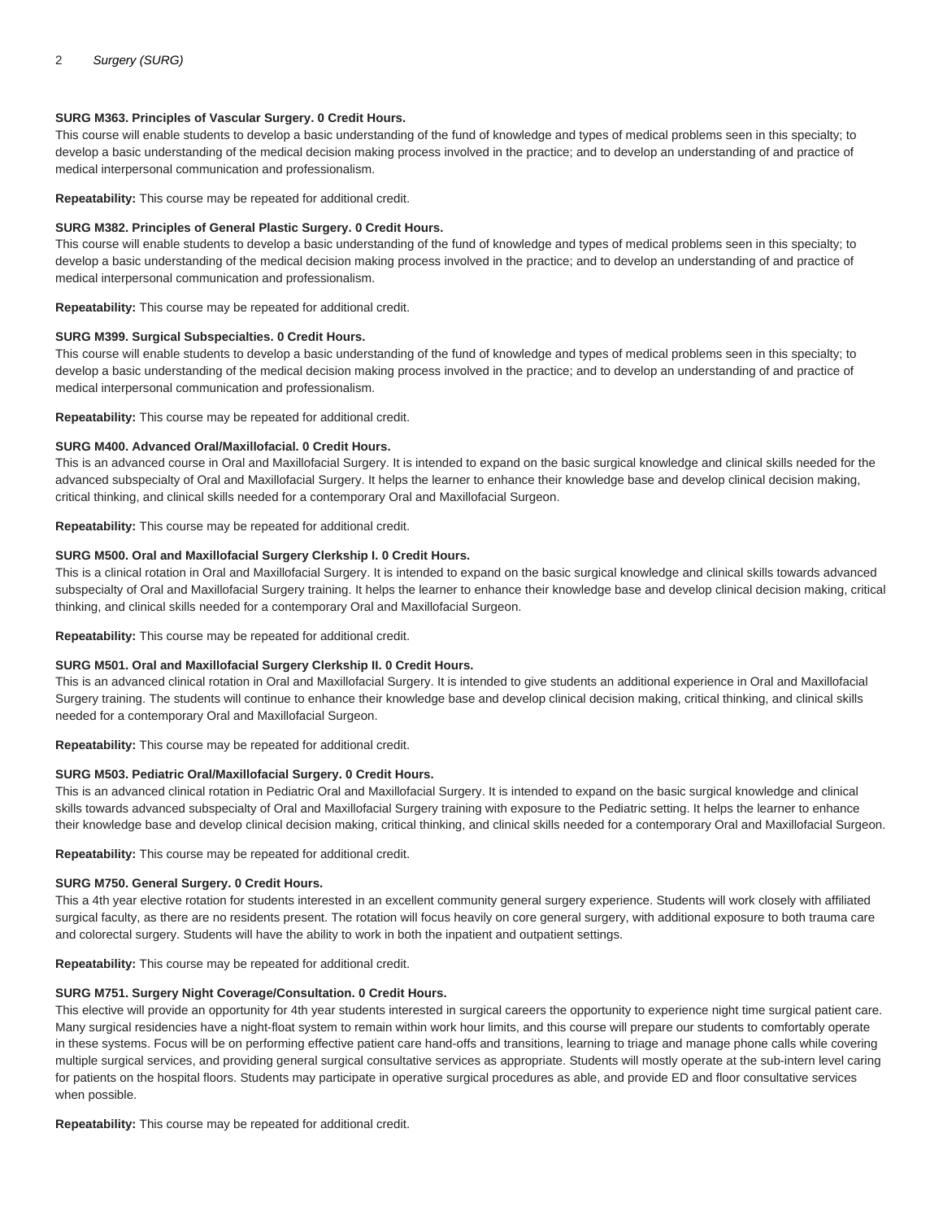**SURG M363. Principles of Vascular Surgery. 0 Credit Hours.**
This course will enable students to develop a basic understanding of the fund of knowledge and types of medical problems seen in this specialty; to develop a basic understanding of the medical decision making process involved in the practice; and to develop an understanding of and practice of medical interpersonal communication and professionalism.

**Repeatability:** This course may be repeated for additional credit.

**SURG M382. Principles of General Plastic Surgery. 0 Credit Hours.**
This course will enable students to develop a basic understanding of the fund of knowledge and types of medical problems seen in this specialty; to develop a basic understanding of the medical decision making process involved in the practice; and to develop an understanding of and practice of medical interpersonal communication and professionalism.

**Repeatability:** This course may be repeated for additional credit.

**SURG M399. Surgical Subspecialties. 0 Credit Hours.**
This course will enable students to develop a basic understanding of the fund of knowledge and types of medical problems seen in this specialty; to develop a basic understanding of the medical decision making process involved in the practice; and to develop an understanding of and practice of medical interpersonal communication and professionalism.

**Repeatability:** This course may be repeated for additional credit.

**SURG M400. Advanced Oral/Maxillofacial. 0 Credit Hours.**
This is an advanced course in Oral and Maxillofacial Surgery. It is intended to expand on the basic surgical knowledge and clinical skills needed for the advanced subspecialty of Oral and Maxillofacial Surgery. It helps the learner to enhance their knowledge base and develop clinical decision making, critical thinking, and clinical skills needed for a contemporary Oral and Maxillofacial Surgeon.

**Repeatability:** This course may be repeated for additional credit.

**SURG M500. Oral and Maxillofacial Surgery Clerkship I. 0 Credit Hours.**
This is a clinical rotation in Oral and Maxillofacial Surgery. It is intended to expand on the basic surgical knowledge and clinical skills towards advanced subspecialty of Oral and Maxillofacial Surgery training. It helps the learner to enhance their knowledge base and develop clinical decision making, critical thinking, and clinical skills needed for a contemporary Oral and Maxillofacial Surgeon.

**Repeatability:** This course may be repeated for additional credit.

**SURG M501. Oral and Maxillofacial Surgery Clerkship II. 0 Credit Hours.**
This is an advanced clinical rotation in Oral and Maxillofacial Surgery. It is intended to give students an additional experience in Oral and Maxillofacial Surgery training. The students will continue to enhance their knowledge base and develop clinical decision making, critical thinking, and clinical skills needed for a contemporary Oral and Maxillofacial Surgeon.

**Repeatability:** This course may be repeated for additional credit.

**SURG M503. Pediatric Oral/Maxillofacial Surgery. 0 Credit Hours.**
This is an advanced clinical rotation in Pediatric Oral and Maxillofacial Surgery. It is intended to expand on the basic surgical knowledge and clinical skills towards advanced subspecialty of Oral and Maxillofacial Surgery training with exposure to the Pediatric setting. It helps the learner to enhance their knowledge base and develop clinical decision making, critical thinking, and clinical skills needed for a contemporary Oral and Maxillofacial Surgeon.

**Repeatability:** This course may be repeated for additional credit.

**SURG M750. General Surgery. 0 Credit Hours.**
This a 4th year elective rotation for students interested in an excellent community general surgery experience. Students will work closely with affiliated surgical faculty, as there are no residents present. The rotation will focus heavily on core general surgery, with additional exposure to both trauma care and colorectal surgery. Students will have the ability to work in both the inpatient and outpatient settings.

**Repeatability:** This course may be repeated for additional credit.

**SURG M751. Surgery Night Coverage/Consultation. 0 Credit Hours.**
This elective will provide an opportunity for 4th year students interested in surgical careers the opportunity to experience night time surgical patient care. Many surgical residencies have a night-float system to remain within work hour limits, and this course will prepare our students to comfortably operate in these systems. Focus will be on performing effective patient care hand-offs and transitions, learning to triage and manage phone calls while covering multiple surgical services, and providing general surgical consultative services as appropriate. Students will mostly operate at the sub-intern level caring for patients on the hospital floors. Students may participate in operative surgical procedures as able, and provide ED and floor consultative services when possible.

**Repeatability:** This course may be repeated for additional credit.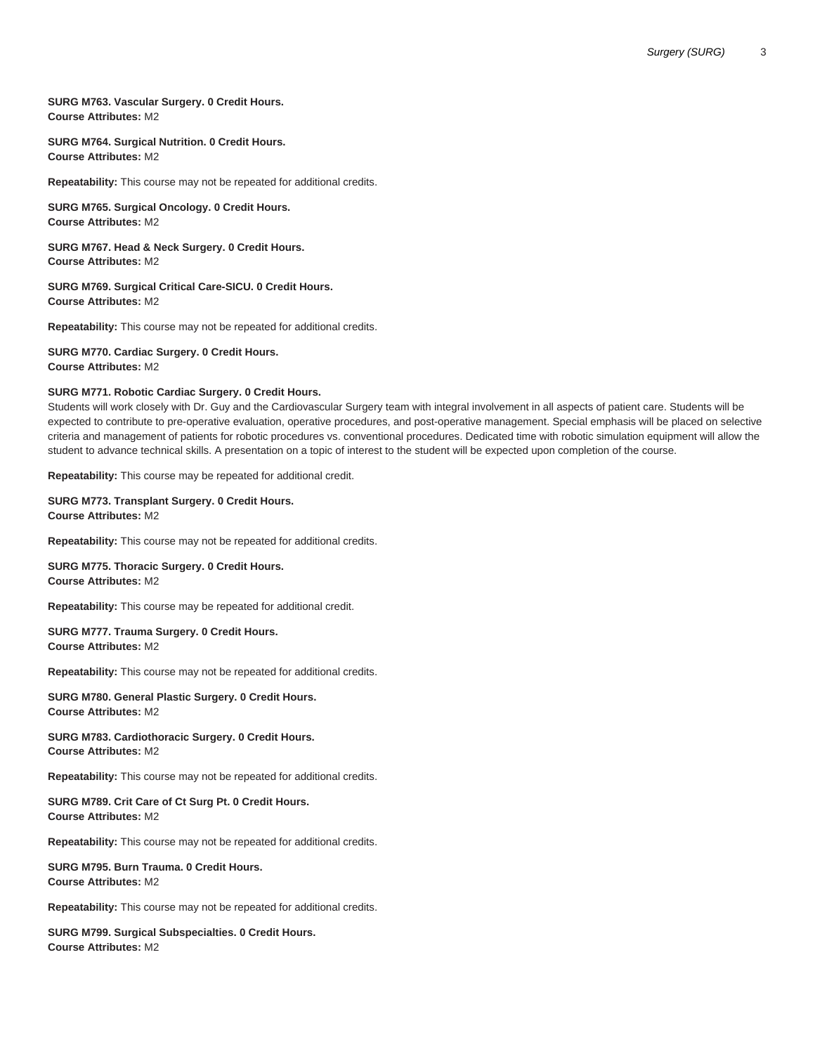**SURG M763. Vascular Surgery. 0 Credit Hours.**
**Course Attributes:** M2

**SURG M764. Surgical Nutrition. 0 Credit Hours.**
**Course Attributes:** M2

**Repeatability:** This course may not be repeated for additional credits.

**SURG M765. Surgical Oncology. 0 Credit Hours.**
**Course Attributes:** M2

**SURG M767. Head & Neck Surgery. 0 Credit Hours.**
**Course Attributes:** M2

**SURG M769. Surgical Critical Care-SICU. 0 Credit Hours.**
**Course Attributes:** M2

**Repeatability:** This course may not be repeated for additional credits.

**SURG M770. Cardiac Surgery. 0 Credit Hours.**
**Course Attributes:** M2

**SURG M771. Robotic Cardiac Surgery. 0 Credit Hours.**
Students will work closely with Dr. Guy and the Cardiovascular Surgery team with integral involvement in all aspects of patient care. Students will be expected to contribute to pre-operative evaluation, operative procedures, and post-operative management. Special emphasis will be placed on selective criteria and management of patients for robotic procedures vs. conventional procedures. Dedicated time with robotic simulation equipment will allow the student to advance technical skills. A presentation on a topic of interest to the student will be expected upon completion of the course.

**Repeatability:** This course may be repeated for additional credit.

**SURG M773. Transplant Surgery. 0 Credit Hours.**
**Course Attributes:** M2

**Repeatability:** This course may not be repeated for additional credits.

**SURG M775. Thoracic Surgery. 0 Credit Hours.**
**Course Attributes:** M2

**Repeatability:** This course may be repeated for additional credit.

**SURG M777. Trauma Surgery. 0 Credit Hours.**
**Course Attributes:** M2

**Repeatability:** This course may not be repeated for additional credits.

**SURG M780. General Plastic Surgery. 0 Credit Hours.**
**Course Attributes:** M2

**SURG M783. Cardiothoracic Surgery. 0 Credit Hours.**
**Course Attributes:** M2

**Repeatability:** This course may not be repeated for additional credits.

**SURG M789. Crit Care of Ct Surg Pt. 0 Credit Hours.**
**Course Attributes:** M2

**Repeatability:** This course may not be repeated for additional credits.

**SURG M795. Burn Trauma. 0 Credit Hours.**
**Course Attributes:** M2

**Repeatability:** This course may not be repeated for additional credits.

**SURG M799. Surgical Subspecialties. 0 Credit Hours.**
**Course Attributes:** M2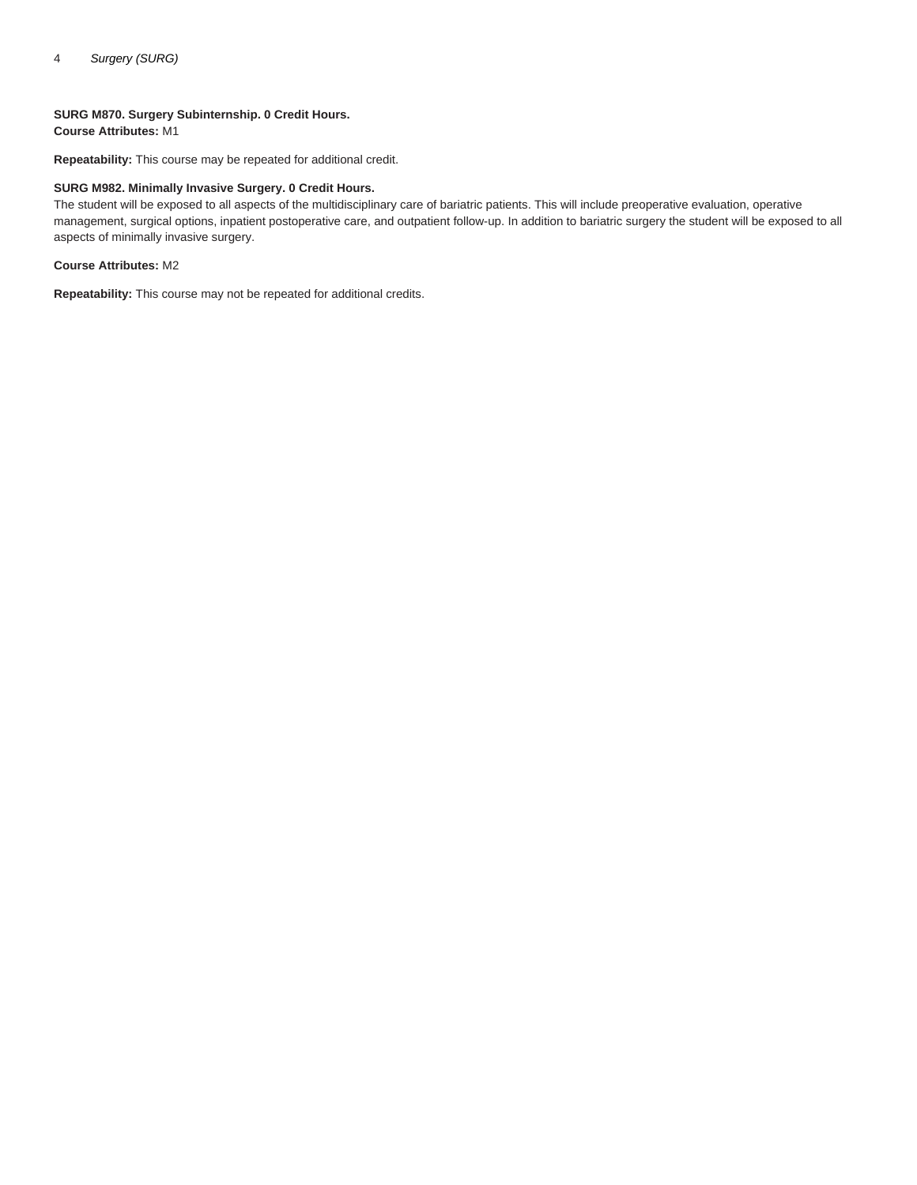**SURG M870. Surgery Subinternship. 0 Credit Hours.**
**Course Attributes:** M1

**Repeatability:** This course may be repeated for additional credit.

**SURG M982. Minimally Invasive Surgery. 0 Credit Hours.**
The student will be exposed to all aspects of the multidisciplinary care of bariatric patients. This will include preoperative evaluation, operative management, surgical options, inpatient postoperative care, and outpatient follow-up. In addition to bariatric surgery the student will be exposed to all aspects of minimally invasive surgery.

**Course Attributes:** M2

**Repeatability:** This course may not be repeated for additional credits.